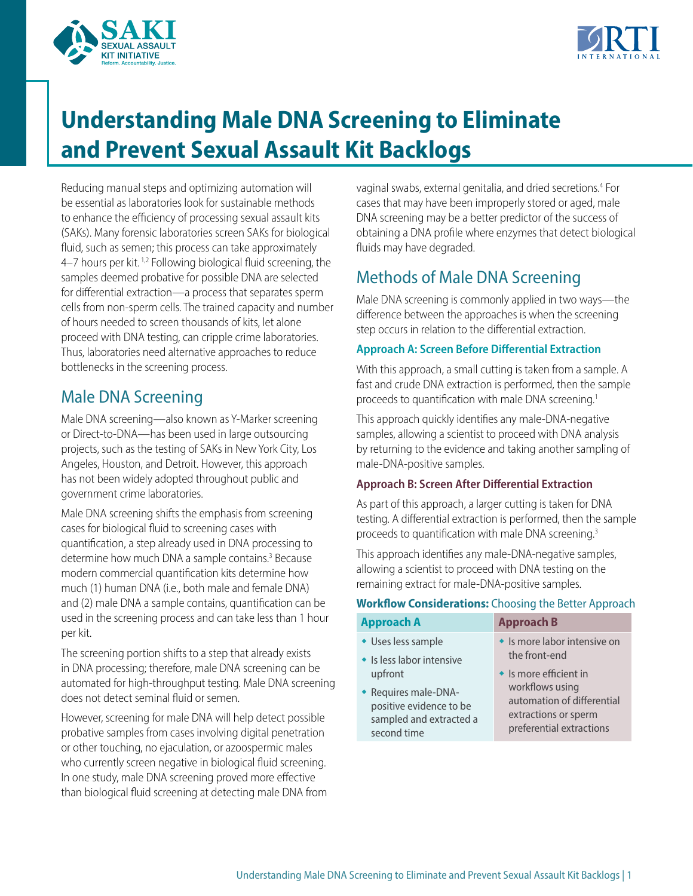# Understanding Male DNA Screening to Eliminate and Prevent Sexual Assault Kit Backlogs

Reducing manual steps and optimizing automation will be essential as laboratories look for sustainable methods to enhance the efficiency of processing sexual assault kits (SAKs). Many forensic laboratories screen SAKs for biological fluid, such as semen; this process can take approximately 4–7 hours per kit.[1,2] Following biological fluid screening, the samples deemed probative for possible DNA are selected for differential extraction—a process that separates sperm cells from non-sperm cells. The trained capacity and number of hours needed to screen thousands of kits, let alone proceed with DNA testing, can cripple crime laboratories. Thus, laboratories need alternative approaches to reduce bottlenecks in the screening process.

## Male DNA Screening

Male DNA screening—also known as Y-Marker screening or Direct-to-DNA—has been used in large outsourcing projects, such as the testing of SAKs in New York City, Los Angeles, Houston, and Detroit. However, this approach has not been widely adopted throughout public and government crime laboratories.

Male DNA screening shifts the emphasis from screening cases for biological fluid to screening cases with quantification, a step already used in DNA processing to determine how much DNA a sample contains.[3] Because modern commercial quantification kits determine how much (1) human DNA (i.e., both male and female DNA) and (2) male DNA a sample contains, quantification can be used in the screening process and can take less than 1 hour per kit.

The screening portion shifts to a step that already exists in DNA processing; therefore, male DNA screening can be automated for high-throughput testing. Male DNA screening does not detect seminal fluid or semen.

However, screening for male DNA will help detect possible probative samples from cases involving digital penetration or other touching, no ejaculation, or azoospermic males who currently screen negative in biological fluid screening. In one study, male DNA screening proved more effective than biological fluid screening at detecting male DNA from vaginal swabs, external genitalia, and dried secretions.[4] For cases that may have been improperly stored or aged, male DNA screening may be a better predictor of the success of obtaining a DNA profile where enzymes that detect biological fluids may have degraded.

## Methods of Male DNA Screening

Male DNA screening is commonly applied in two ways—the difference between the approaches is when the screening step occurs in relation to the differential extraction.

### Approach A: Screen Before Differential Extraction

With this approach, a small cutting is taken from a sample. A fast and crude DNA extraction is performed, then the sample proceeds to quantification with male DNA screening.[1]

This approach quickly identifies any male-DNA-negative samples, allowing a scientist to proceed with DNA analysis by returning to the evidence and taking another sampling of male-DNA-positive samples.

### Approach B: Screen After Differential Extraction

As part of this approach, a larger cutting is taken for DNA testing. A differential extraction is performed, then the sample proceeds to quantification with male DNA screening.[3]

This approach identifies any male-DNA-negative samples, allowing a scientist to proceed with DNA testing on the remaining extract for male-DNA-positive samples.

**Workflow Considerations:** Choosing the Better Approach

| Approach A | Approach B |
|---|---|
| • Uses less sample<br>• Is less labor intensive upfront<br>• Requires male-DNA-positive evidence to be sampled and extracted a second time | • Is more labor intensive on the front-end<br>• Is more efficient in workflows using automation of differential extractions or sperm preferential extractions |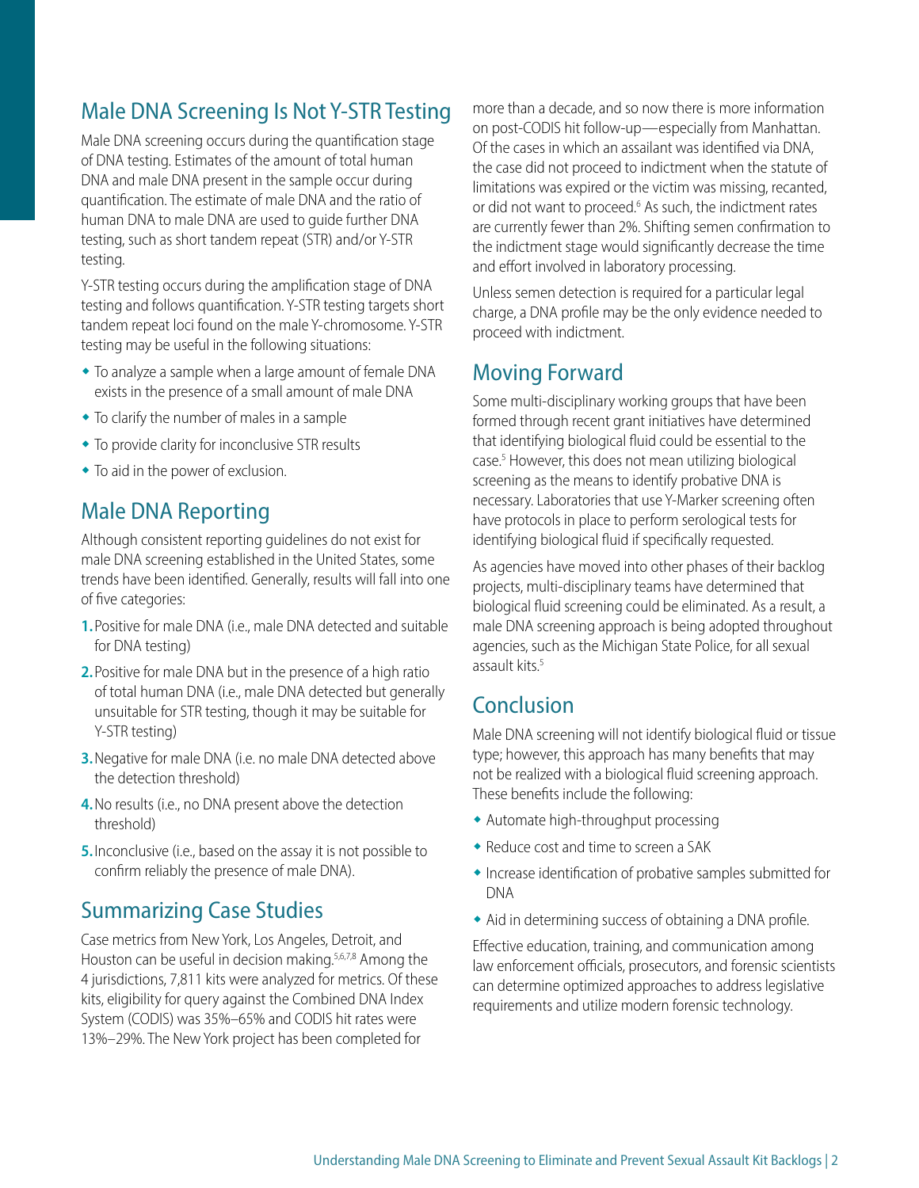## Male DNA Screening Is Not Y-STR Testing

Male DNA screening occurs during the quantification stage of DNA testing. Estimates of the amount of total human DNA and male DNA present in the sample occur during quantification. The estimate of male DNA and the ratio of human DNA to male DNA are used to guide further DNA testing, such as short tandem repeat (STR) and/or Y-STR testing.

Y-STR testing occurs during the amplification stage of DNA testing and follows quantification. Y-STR testing targets short tandem repeat loci found on the male Y-chromosome. Y-STR testing may be useful in the following situations:

- To analyze a sample when a large amount of female DNA exists in the presence of a small amount of male DNA
- To clarify the number of males in a sample
- To provide clarity for inconclusive STR results
- To aid in the power of exclusion.

## Male DNA Reporting

Although consistent reporting guidelines do not exist for male DNA screening established in the United States, some trends have been identified. Generally, results will fall into one of five categories:

1. Positive for male DNA (i.e., male DNA detected and suitable for DNA testing)
2. Positive for male DNA but in the presence of a high ratio of total human DNA (i.e., male DNA detected but generally unsuitable for STR testing, though it may be suitable for Y-STR testing)
3. Negative for male DNA (i.e. no male DNA detected above the detection threshold)
4. No results (i.e., no DNA present above the detection threshold)
5. Inconclusive (i.e., based on the assay it is not possible to confirm reliably the presence of male DNA).

## Summarizing Case Studies

Case metrics from New York, Los Angeles, Detroit, and Houston can be useful in decision making.[5,6,7,8] Among the 4 jurisdictions, 7,811 kits were analyzed for metrics. Of these kits, eligibility for query against the Combined DNA Index System (CODIS) was 35%–65% and CODIS hit rates were 13%–29%. The New York project has been completed for more than a decade, and so now there is more information on post-CODIS hit follow-up—especially from Manhattan. Of the cases in which an assailant was identified via DNA, the case did not proceed to indictment when the statute of limitations was expired or the victim was missing, recanted, or did not want to proceed.[6] As such, the indictment rates are currently fewer than 2%. Shifting semen confirmation to the indictment stage would significantly decrease the time and effort involved in laboratory processing.

Unless semen detection is required for a particular legal charge, a DNA profile may be the only evidence needed to proceed with indictment.

## Moving Forward

Some multi-disciplinary working groups that have been formed through recent grant initiatives have determined that identifying biological fluid could be essential to the case.[5] However, this does not mean utilizing biological screening as the means to identify probative DNA is necessary. Laboratories that use Y-Marker screening often have protocols in place to perform serological tests for identifying biological fluid if specifically requested.

As agencies have moved into other phases of their backlog projects, multi-disciplinary teams have determined that biological fluid screening could be eliminated. As a result, a male DNA screening approach is being adopted throughout agencies, such as the Michigan State Police, for all sexual assault kits.[5]

## Conclusion

Male DNA screening will not identify biological fluid or tissue type; however, this approach has many benefits that may not be realized with a biological fluid screening approach. These benefits include the following:

- Automate high-throughput processing
- Reduce cost and time to screen a SAK
- Increase identification of probative samples submitted for DNA
- Aid in determining success of obtaining a DNA profile.

Effective education, training, and communication among law enforcement officials, prosecutors, and forensic scientists can determine optimized approaches to address legislative requirements and utilize modern forensic technology.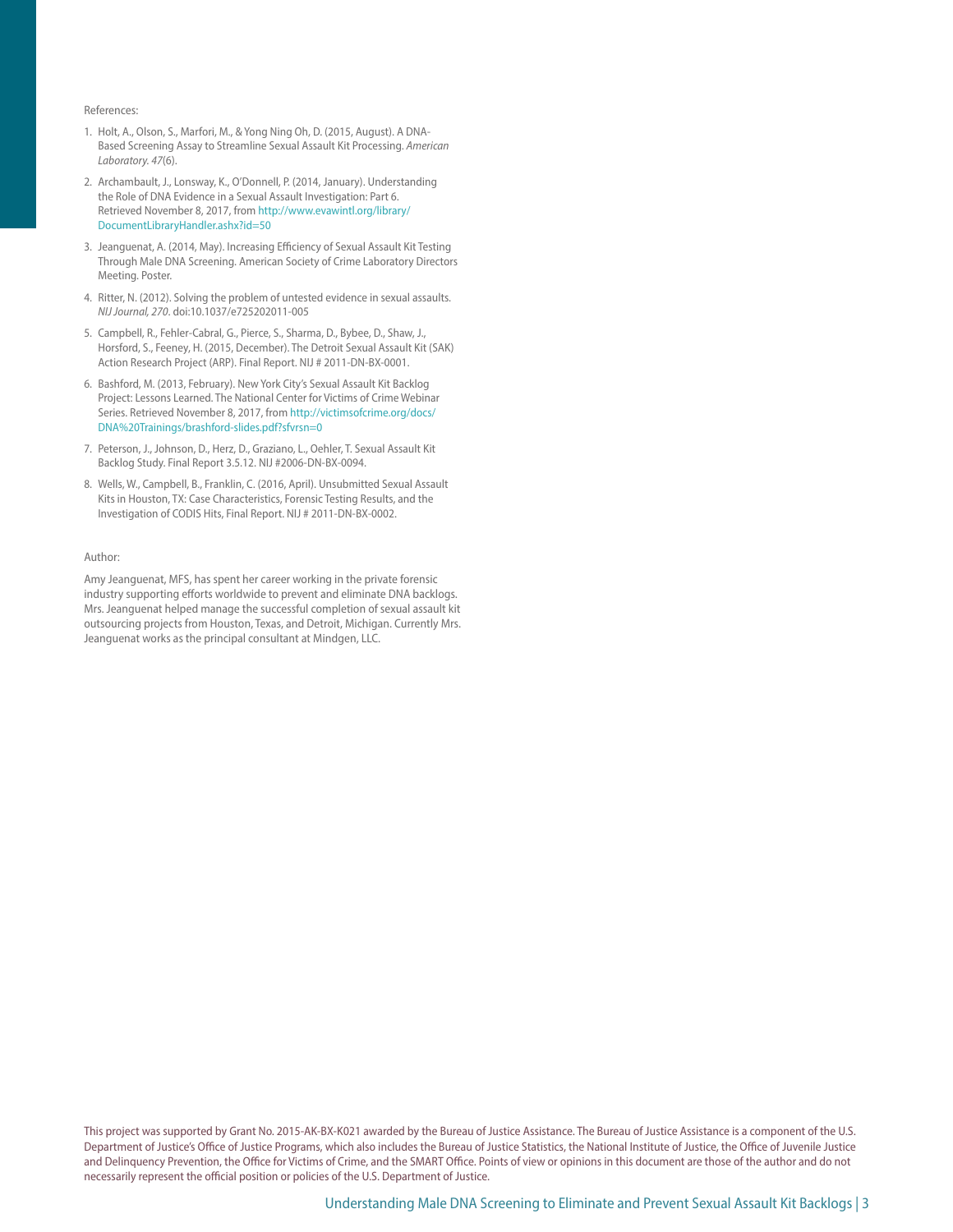References:

1. Holt, A., Olson, S., Marfori, M., & Yong Ning Oh, D. (2015, August). A DNA-Based Screening Assay to Streamline Sexual Assault Kit Processing. *American Laboratory. 47*(6).
2. Archambault, J., Lonsway, K., O'Donnell, P. (2014, January). Understanding the Role of DNA Evidence in a Sexual Assault Investigation: Part 6. Retrieved November 8, 2017, from http://www.evawintl.org/library/DocumentLibraryHandler.ashx?id=50
3. Jeanguenat, A. (2014, May). Increasing Efficiency of Sexual Assault Kit Testing Through Male DNA Screening. American Society of Crime Laboratory Directors Meeting. Poster.
4. Ritter, N. (2012). Solving the problem of untested evidence in sexual assaults. *NIJ Journal, 270*. doi:10.1037/e725202011-005
5. Campbell, R., Fehler-Cabral, G., Pierce, S., Sharma, D., Bybee, D., Shaw, J., Horsford, S., Feeney, H. (2015, December). The Detroit Sexual Assault Kit (SAK) Action Research Project (ARP). Final Report. NIJ # 2011-DN-BX-0001.
6. Bashford, M. (2013, February). New York City's Sexual Assault Kit Backlog Project: Lessons Learned. The National Center for Victims of Crime Webinar Series. Retrieved November 8, 2017, from http://victimsofcrime.org/docs/DNA%20Trainings/brashford-slides.pdf?sfvrsn=0
7. Peterson, J., Johnson, D., Herz, D., Graziano, L., Oehler, T. Sexual Assault Kit Backlog Study. Final Report 3.5.12. NIJ #2006-DN-BX-0094.
8. Wells, W., Campbell, B., Franklin, C. (2016, April). Unsubmitted Sexual Assault Kits in Houston, TX: Case Characteristics, Forensic Testing Results, and the Investigation of CODIS Hits, Final Report. NIJ # 2011-DN-BX-0002.

Author:

Amy Jeanguenat, MFS, has spent her career working in the private forensic industry supporting efforts worldwide to prevent and eliminate DNA backlogs. Mrs. Jeanguenat helped manage the successful completion of sexual assault kit outsourcing projects from Houston, Texas, and Detroit, Michigan. Currently Mrs. Jeanguenat works as the principal consultant at Mindgen, LLC.

This project was supported by Grant No. 2015-AK-BX-K021 awarded by the Bureau of Justice Assistance. The Bureau of Justice Assistance is a component of the U.S. Department of Justice's Office of Justice Programs, which also includes the Bureau of Justice Statistics, the National Institute of Justice, the Office of Juvenile Justice and Delinquency Prevention, the Office for Victims of Crime, and the SMART Office. Points of view or opinions in this document are those of the author and do not necessarily represent the official position or policies of the U.S. Department of Justice.